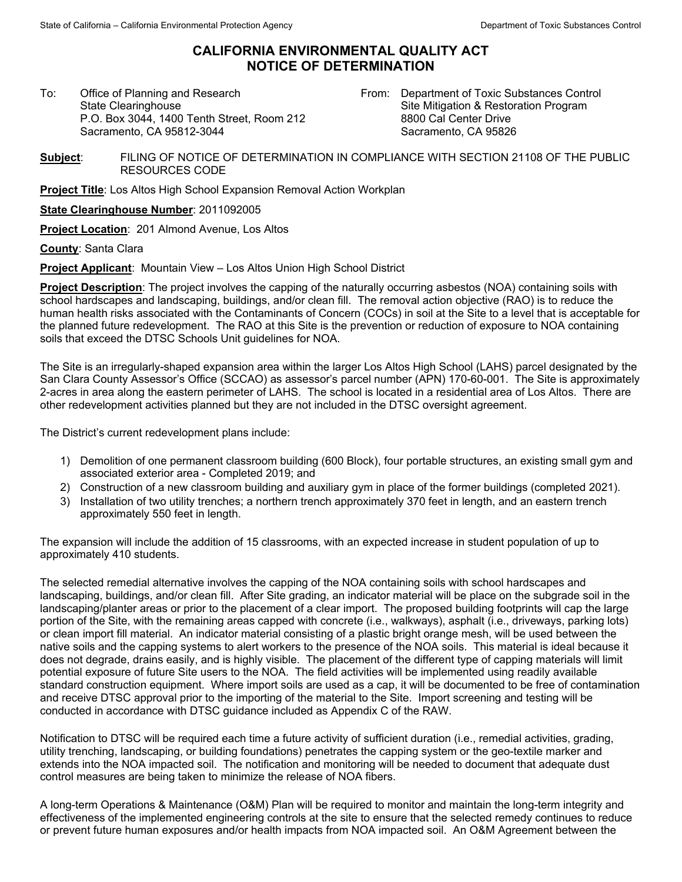# CALIFORNIA ENVIRONMENTAL QUALITY ACT
# NOTICE OF DETERMINATION

To: Office of Planning and Research
State Clearinghouse
P.O. Box 3044, 1400 Tenth Street, Room 212
Sacramento, CA 95812-3044

From: Department of Toxic Substances Control
Site Mitigation & Restoration Program
8800 Cal Center Drive
Sacramento, CA 95826

**Subject**: FILING OF NOTICE OF DETERMINATION IN COMPLIANCE WITH SECTION 21108 OF THE PUBLIC RESOURCES CODE

**Project Title**: Los Altos High School Expansion Removal Action Workplan

**State Clearinghouse Number**: 2011092005

**Project Location**: 201 Almond Avenue, Los Altos

**County**: Santa Clara

**Project Applicant**: Mountain View – Los Altos Union High School District

**Project Description**: The project involves the capping of the naturally occurring asbestos (NOA) containing soils with school hardscapes and landscaping, buildings, and/or clean fill. The removal action objective (RAO) is to reduce the human health risks associated with the Contaminants of Concern (COCs) in soil at the Site to a level that is acceptable for the planned future redevelopment. The RAO at this Site is the prevention or reduction of exposure to NOA containing soils that exceed the DTSC Schools Unit guidelines for NOA.

The Site is an irregularly-shaped expansion area within the larger Los Altos High School (LAHS) parcel designated by the San Clara County Assessor's Office (SCCAO) as assessor's parcel number (APN) 170-60-001. The Site is approximately 2-acres in area along the eastern perimeter of LAHS. The school is located in a residential area of Los Altos. There are other redevelopment activities planned but they are not included in the DTSC oversight agreement.

The District's current redevelopment plans include:

1) Demolition of one permanent classroom building (600 Block), four portable structures, an existing small gym and associated exterior area - Completed 2019; and
2) Construction of a new classroom building and auxiliary gym in place of the former buildings (completed 2021).
3) Installation of two utility trenches; a northern trench approximately 370 feet in length, and an eastern trench approximately 550 feet in length.

The expansion will include the addition of 15 classrooms, with an expected increase in student population of up to approximately 410 students.

The selected remedial alternative involves the capping of the NOA containing soils with school hardscapes and landscaping, buildings, and/or clean fill. After Site grading, an indicator material will be place on the subgrade soil in the landscaping/planter areas or prior to the placement of a clear import. The proposed building footprints will cap the large portion of the Site, with the remaining areas capped with concrete (i.e., walkways), asphalt (i.e., driveways, parking lots) or clean import fill material. An indicator material consisting of a plastic bright orange mesh, will be used between the native soils and the capping systems to alert workers to the presence of the NOA soils. This material is ideal because it does not degrade, drains easily, and is highly visible. The placement of the different type of capping materials will limit potential exposure of future Site users to the NOA. The field activities will be implemented using readily available standard construction equipment. Where import soils are used as a cap, it will be documented to be free of contamination and receive DTSC approval prior to the importing of the material to the Site. Import screening and testing will be conducted in accordance with DTSC guidance included as Appendix C of the RAW.

Notification to DTSC will be required each time a future activity of sufficient duration (i.e., remedial activities, grading, utility trenching, landscaping, or building foundations) penetrates the capping system or the geo-textile marker and extends into the NOA impacted soil. The notification and monitoring will be needed to document that adequate dust control measures are being taken to minimize the release of NOA fibers.

A long-term Operations & Maintenance (O&M) Plan will be required to monitor and maintain the long-term integrity and effectiveness of the implemented engineering controls at the site to ensure that the selected remedy continues to reduce or prevent future human exposures and/or health impacts from NOA impacted soil. An O&M Agreement between the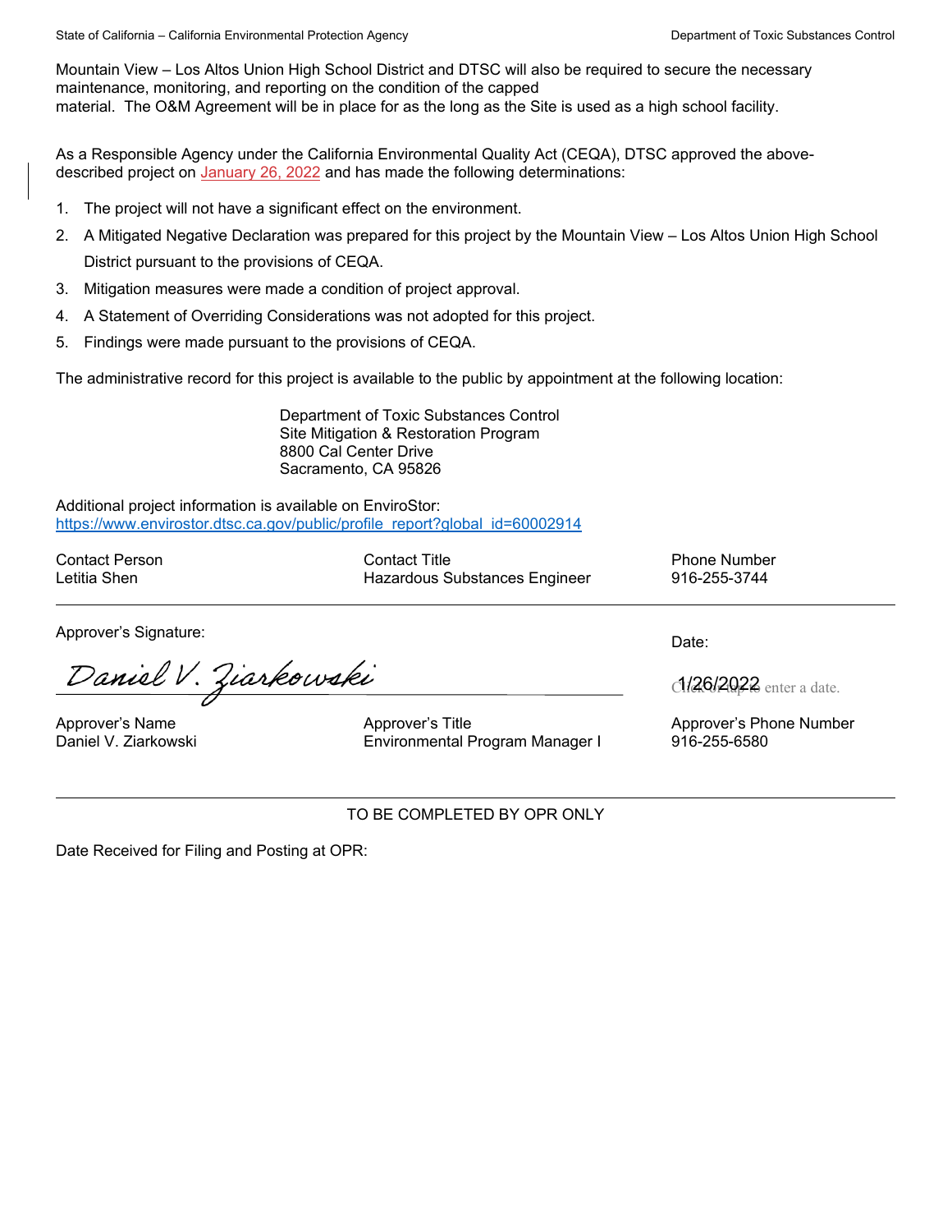Mountain View – Los Altos Union High School District and DTSC will also be required to secure the necessary maintenance, monitoring, and reporting on the condition of the capped material. The O&M Agreement will be in place for as the long as the Site is used as a high school facility.

As a Responsible Agency under the California Environmental Quality Act (CEQA), DTSC approved the above-described project on January 26, 2022 and has made the following determinations:

1. The project will not have a significant effect on the environment.
2. A Mitigated Negative Declaration was prepared for this project by the Mountain View – Los Altos Union High School District pursuant to the provisions of CEQA.
3. Mitigation measures were made a condition of project approval.
4. A Statement of Overriding Considerations was not adopted for this project.
5. Findings were made pursuant to the provisions of CEQA.

The administrative record for this project is available to the public by appointment at the following location:

Department of Toxic Substances Control
Site Mitigation & Restoration Program
8800 Cal Center Drive
Sacramento, CA 95826

Additional project information is available on EnviroStor:
https://www.envirostor.dtsc.ca.gov/public/profile_report?global_id=60002914

| Contact Person | Contact Title | Phone Number |
|---|---|---|
| Letitia Shen | Hazardous Substances Engineer | 916-255-3744 |

Approver's Signature: Daniel V. Ziarkowski

Date: 1/26/2022

| Approver's Name | Approver's Title | Approver's Phone Number |
|---|---|---|
| Daniel V. Ziarkowski | Environmental Program Manager I | 916-255-6580 |

TO BE COMPLETED BY OPR ONLY

Date Received for Filing and Posting at OPR: